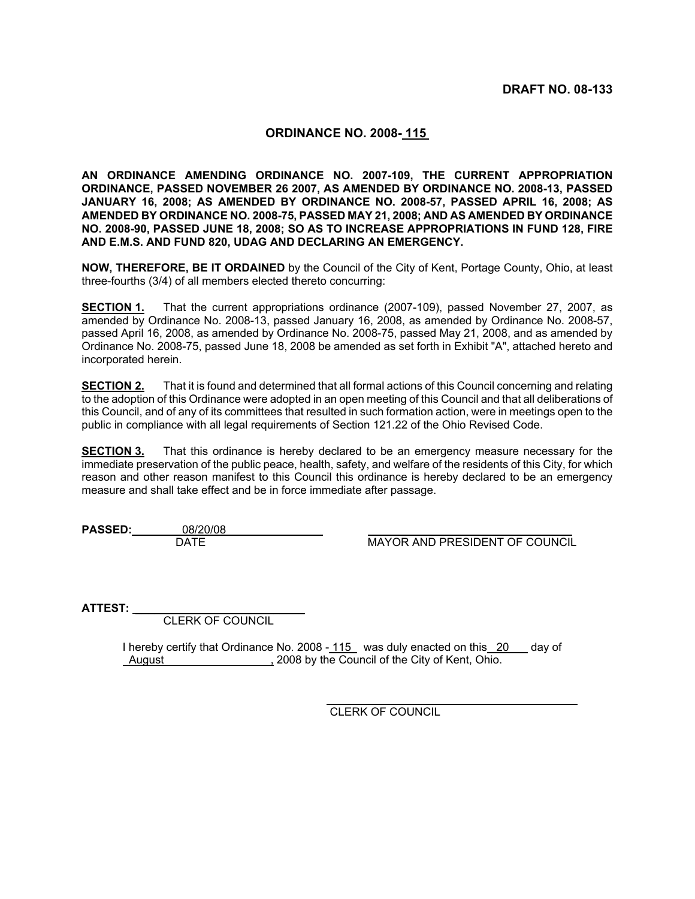**DRAFT NO. 08-133**

## ORDINANCE NO. 2008-115

**AN ORDINANCE AMENDING ORDINANCE NO. 2007-109, THE CURRENT APPROPRIATION ORDINANCE, PASSED NOVEMBER 26 2007, AS AMENDED BY ORDINANCE NO. 2008-13, PASSED JANUARY 16, 2008; AS AMENDED BY ORDINANCE NO. 2008-57, PASSED APRIL 16, 2008; AS AMENDED BY ORDINANCE NO. 2008-75, PASSED MAY 21, 2008; AND AS AMENDED BY ORDINANCE NO. 2008-90, PASSED JUNE 18, 2008; SO AS TO INCREASE APPROPRIATIONS IN FUND 128, FIRE AND E.M.S. AND FUND 820, UDAG AND DECLARING AN EMERGENCY.**

**NOW, THEREFORE, BE IT ORDAINED** by the Council of the City of Kent, Portage County, Ohio, at least three-fourths (3/4) of all members elected thereto concurring:

**SECTION 1.** That the current appropriations ordinance (2007-109), passed November 27, 2007, as amended by Ordinance No. 2008-13, passed January 16, 2008, as amended by Ordinance No. 2008-57, passed April 16, 2008, as amended by Ordinance No. 2008-75, passed May 21, 2008, and as amended by Ordinance No. 2008-75, passed June 18, 2008 be amended as set forth in Exhibit "A", attached hereto and incorporated herein.

**SECTION 2.** That it is found and determined that all formal actions of this Council concerning and relating to the adoption of this Ordinance were adopted in an open meeting of this Council and that all deliberations of this Council, and of any of its committees that resulted in such formation action, were in meetings open to the public in compliance with all legal requirements of Section 121.22 of the Ohio Revised Code.

**SECTION 3.** That this ordinance is hereby declared to be an emergency measure necessary for the immediate preservation of the public peace, health, safety, and welfare of the residents of this City, for which reason and other reason manifest to this Council this ordinance is hereby declared to be an emergency measure and shall take effect and be in force immediate after passage.

**PASSED:** 08/20/08
DATE

______________________________
MAYOR AND PRESIDENT OF COUNCIL

**ATTEST:** ______________________________
CLERK OF COUNCIL

I hereby certify that Ordinance No. 2008 - 115 was duly enacted on this 20 day of August, 2008 by the Council of the City of Kent, Ohio.

______________________________
CLERK OF COUNCIL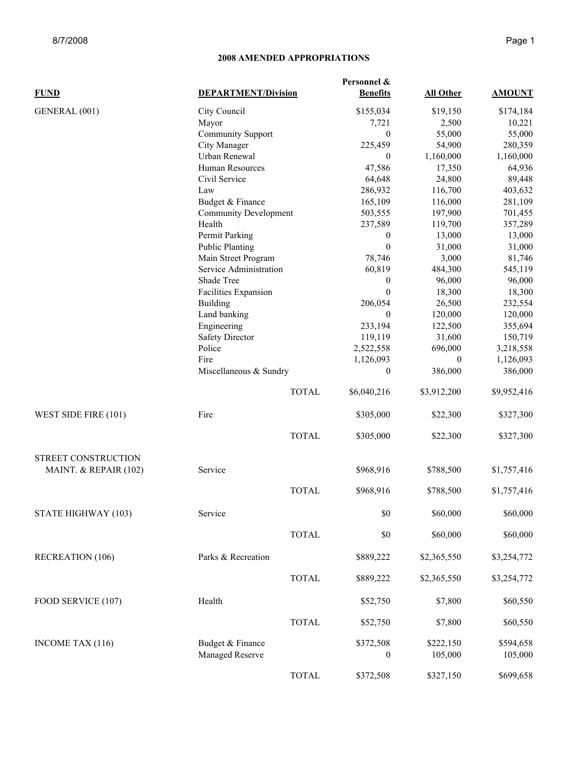## 2008 AMENDED APPROPRIATIONS

| FUND | DEPARTMENT/Division | | Personnel & Benefits | All Other | AMOUNT |
|---|---|---|---|---|---|
| GENERAL (001) | City Council | | $155,034 | $19,150 | $174,184 |
| | Mayor | | 7,721 | 2,500 | 10,221 |
| | Community Support | | 0 | 55,000 | 55,000 |
| | City Manager | | 225,459 | 54,900 | 280,359 |
| | Urban Renewal | | 0 | 1,160,000 | 1,160,000 |
| | Human Resources | | 47,586 | 17,350 | 64,936 |
| | Civil Service | | 64,648 | 24,800 | 89,448 |
| | Law | | 286,932 | 116,700 | 403,632 |
| | Budget & Finance | | 165,109 | 116,000 | 281,109 |
| | Community Development | | 503,555 | 197,900 | 701,455 |
| | Health | | 237,589 | 119,700 | 357,289 |
| | Permit Parking | | 0 | 13,000 | 13,000 |
| | Public Planting | | 0 | 31,000 | 31,000 |
| | Main Street Program | | 78,746 | 3,000 | 81,746 |
| | Service Administration | | 60,819 | 484,300 | 545,119 |
| | Shade Tree | | 0 | 96,000 | 96,000 |
| | Facilities Expansion | | 0 | 18,300 | 18,300 |
| | Building | | 206,054 | 26,500 | 232,554 |
| | Land banking | | 0 | 120,000 | 120,000 |
| | Engineering | | 233,194 | 122,500 | 355,694 |
| | Safety Director | | 119,119 | 31,600 | 150,719 |
| | Police | | 2,522,558 | 696,000 | 3,218,558 |
| | Fire | | 1,126,093 | 0 | 1,126,093 |
| | Miscellaneous & Sundry | | 0 | 386,000 | 386,000 |
| | | TOTAL | $6,040,216 | $3,912,200 | $9,952,416 |
| WEST SIDE FIRE (101) | Fire | | $305,000 | $22,300 | $327,300 |
| | | TOTAL | $305,000 | $22,300 | $327,300 |
| STREET CONSTRUCTION MAINT. & REPAIR (102) | Service | | $968,916 | $788,500 | $1,757,416 |
| | | TOTAL | $968,916 | $788,500 | $1,757,416 |
| STATE HIGHWAY (103) | Service | | $0 | $60,000 | $60,000 |
| | | TOTAL | $0 | $60,000 | $60,000 |
| RECREATION (106) | Parks & Recreation | | $889,222 | $2,365,550 | $3,254,772 |
| | | TOTAL | $889,222 | $2,365,550 | $3,254,772 |
| FOOD SERVICE (107) | Health | | $52,750 | $7,800 | $60,550 |
| | | TOTAL | $52,750 | $7,800 | $60,550 |
| INCOME TAX (116) | Budget & Finance | | $372,508 | $222,150 | $594,658 |
| | Managed Reserve | | 0 | 105,000 | 105,000 |
| | | TOTAL | $372,508 | $327,150 | $699,658 |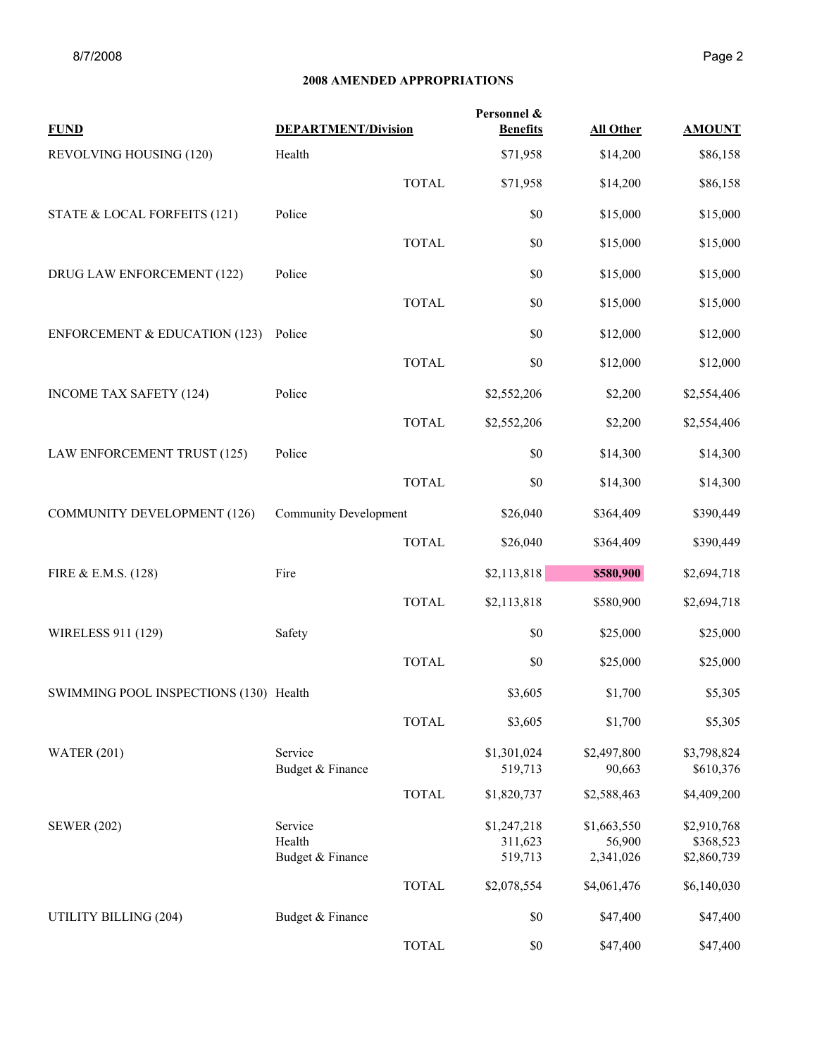## 2008 AMENDED APPROPRIATIONS

| FUND | DEPARTMENT/Division | | Personnel & Benefits | All Other | AMOUNT |
|---|---|---|---|---|---|
| REVOLVING HOUSING (120) | Health | | $71,958 | $14,200 | $86,158 |
| | | TOTAL | $71,958 | $14,200 | $86,158 |
| STATE & LOCAL FORFEITS (121) | Police | | $0 | $15,000 | $15,000 |
| | | TOTAL | $0 | $15,000 | $15,000 |
| DRUG LAW ENFORCEMENT (122) | Police | | $0 | $15,000 | $15,000 |
| | | TOTAL | $0 | $15,000 | $15,000 |
| ENFORCEMENT & EDUCATION (123) | Police | | $0 | $12,000 | $12,000 |
| | | TOTAL | $0 | $12,000 | $12,000 |
| INCOME TAX SAFETY (124) | Police | | $2,552,206 | $2,200 | $2,554,406 |
| | | TOTAL | $2,552,206 | $2,200 | $2,554,406 |
| LAW ENFORCEMENT TRUST (125) | Police | | $0 | $14,300 | $14,300 |
| | | TOTAL | $0 | $14,300 | $14,300 |
| COMMUNITY DEVELOPMENT (126) | Community Development | | $26,040 | $364,409 | $390,449 |
| | | TOTAL | $26,040 | $364,409 | $390,449 |
| FIRE & E.M.S. (128) | Fire | | $2,113,818 | **$580,900** | $2,694,718 |
| | | TOTAL | $2,113,818 | $580,900 | $2,694,718 |
| WIRELESS 911 (129) | Safety | | $0 | $25,000 | $25,000 |
| | | TOTAL | $0 | $25,000 | $25,000 |
| SWIMMING POOL INSPECTIONS (130) | Health | | $3,605 | $1,700 | $5,305 |
| | | TOTAL | $3,605 | $1,700 | $5,305 |
| WATER (201) | Service | | $1,301,024 | $2,497,800 | $3,798,824 |
| | Budget & Finance | | 519,713 | 90,663 | $610,376 |
| | | TOTAL | $1,820,737 | $2,588,463 | $4,409,200 |
| SEWER (202) | Service | | $1,247,218 | $1,663,550 | $2,910,768 |
| | Health | | 311,623 | 56,900 | $368,523 |
| | Budget & Finance | | 519,713 | 2,341,026 | $2,860,739 |
| | | TOTAL | $2,078,554 | $4,061,476 | $6,140,030 |
| UTILITY BILLING (204) | Budget & Finance | | $0 | $47,400 | $47,400 |
| | | TOTAL | $0 | $47,400 | $47,400 |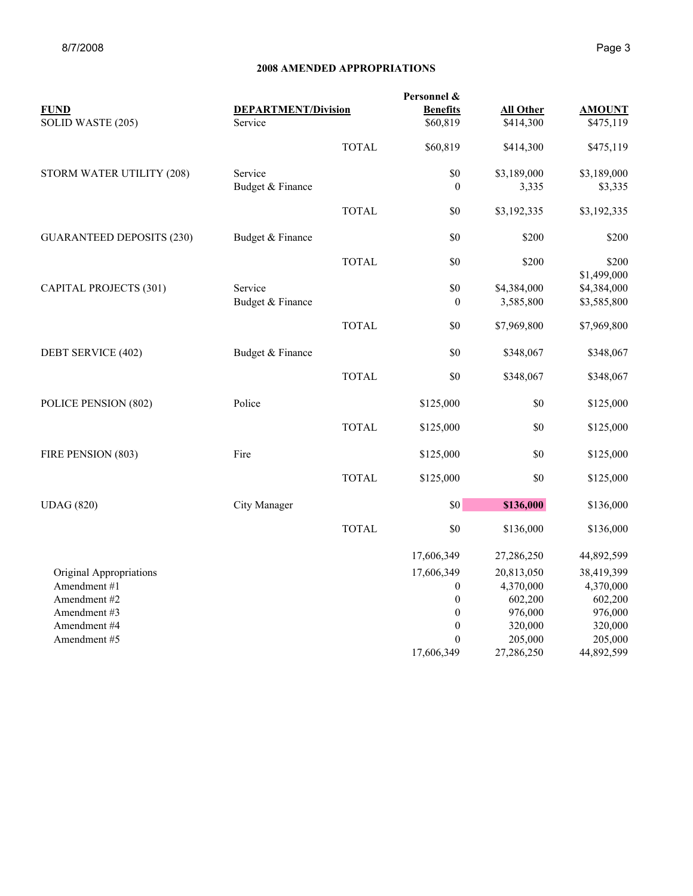## 2008 AMENDED APPROPRIATIONS

| FUND | DEPARTMENT/Division | | Personnel & Benefits | All Other | AMOUNT |
|---|---|---|---|---|---|
| SOLID WASTE (205) | Service | | $60,819 | $414,300 | $475,119 |
| | | TOTAL | $60,819 | $414,300 | $475,119 |
| STORM WATER UTILITY (208) | Service | | $0 | $3,189,000 | $3,189,000 |
| | Budget & Finance | | 0 | 3,335 | $3,335 |
| | | TOTAL | $0 | $3,192,335 | $3,192,335 |
| GUARANTEED DEPOSITS (230) | Budget & Finance | | $0 | $200 | $200 |
| | | TOTAL | $0 | $200 | $200 |
| | | | | | $1,499,000 |
| CAPITAL PROJECTS (301) | Service | | $0 | $4,384,000 | $4,384,000 |
| | Budget & Finance | | 0 | 3,585,800 | $3,585,800 |
| | | TOTAL | $0 | $7,969,800 | $7,969,800 |
| DEBT SERVICE (402) | Budget & Finance | | $0 | $348,067 | $348,067 |
| | | TOTAL | $0 | $348,067 | $348,067 |
| POLICE PENSION (802) | Police | | $125,000 | $0 | $125,000 |
| | | TOTAL | $125,000 | $0 | $125,000 |
| FIRE PENSION (803) | Fire | | $125,000 | $0 | $125,000 |
| | | TOTAL | $125,000 | $0 | $125,000 |
| UDAG (820) | City Manager | | $0 | **$136,000** | $136,000 |
| | | TOTAL | $0 | $136,000 | $136,000 |
| | | | 17,606,349 | 27,286,250 | 44,892,599 |
| Original Appropriations | | | 17,606,349 | 20,813,050 | 38,419,399 |
| Amendment #1 | | | 0 | 4,370,000 | 4,370,000 |
| Amendment #2 | | | 0 | 602,200 | 602,200 |
| Amendment #3 | | | 0 | 976,000 | 976,000 |
| Amendment #4 | | | 0 | 320,000 | 320,000 |
| Amendment #5 | | | 0 | 205,000 | 205,000 |
| | | | 17,606,349 | 27,286,250 | 44,892,599 |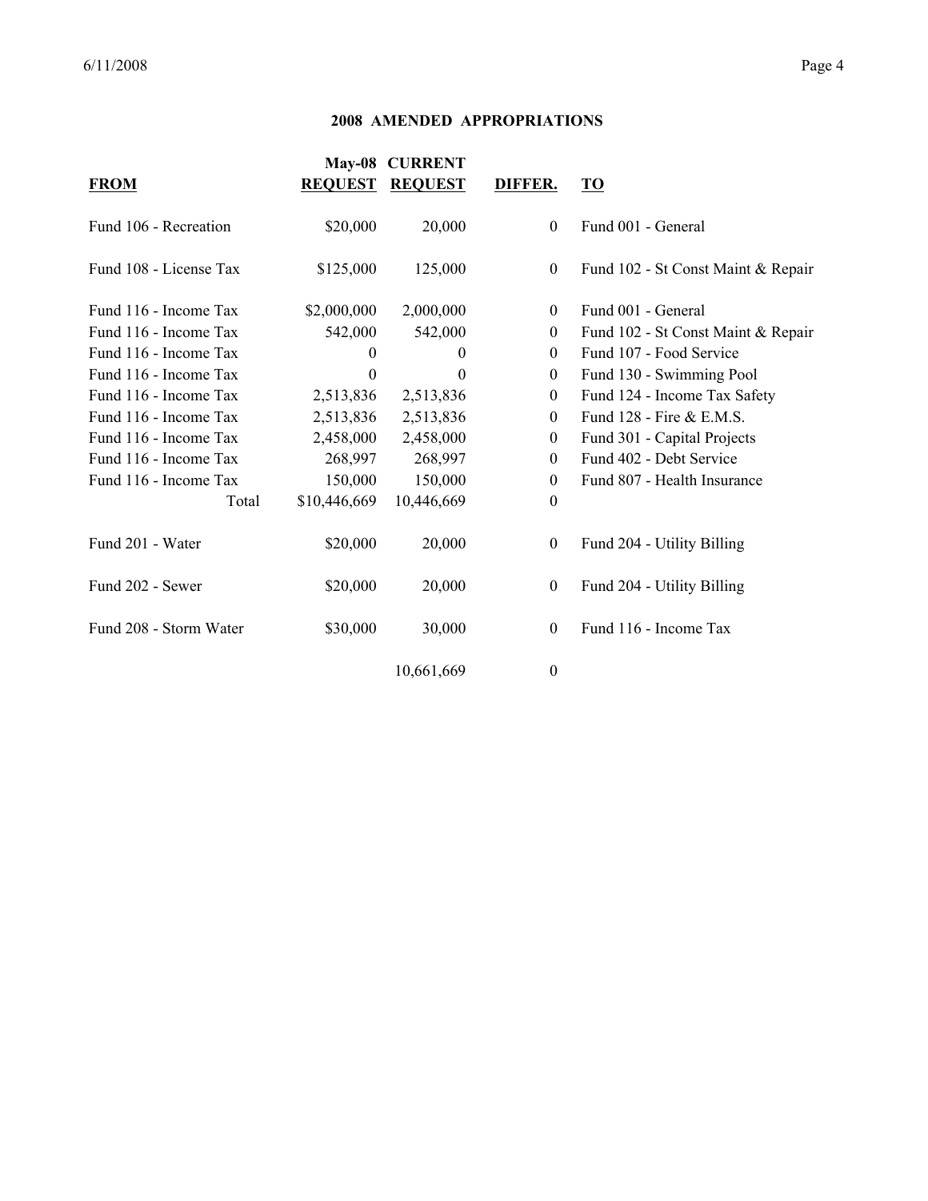## 2008 AMENDED APPROPRIATIONS

| FROM | May-08 REQUEST | CURRENT REQUEST | DIFFER. | TO |
|---|---|---|---|---|
| Fund 106 - Recreation | $20,000 | 20,000 | 0 | Fund 001 - General |
| Fund 108 - License Tax | $125,000 | 125,000 | 0 | Fund 102 - St Const Maint & Repair |
| Fund 116 - Income Tax | $2,000,000 | 2,000,000 | 0 | Fund 001 - General |
| Fund 116 - Income Tax | 542,000 | 542,000 | 0 | Fund 102 - St Const Maint & Repair |
| Fund 116 - Income Tax | 0 | 0 | 0 | Fund 107 - Food Service |
| Fund 116 - Income Tax | 0 | 0 | 0 | Fund 130 - Swimming Pool |
| Fund 116 - Income Tax | 2,513,836 | 2,513,836 | 0 | Fund 124 - Income Tax Safety |
| Fund 116 - Income Tax | 2,513,836 | 2,513,836 | 0 | Fund 128 - Fire & E.M.S. |
| Fund 116 - Income Tax | 2,458,000 | 2,458,000 | 0 | Fund 301 - Capital Projects |
| Fund 116 - Income Tax | 268,997 | 268,997 | 0 | Fund 402 - Debt Service |
| Fund 116 - Income Tax | 150,000 | 150,000 | 0 | Fund 807 - Health Insurance |
| Total | $10,446,669 | 10,446,669 | 0 | |
| Fund 201 - Water | $20,000 | 20,000 | 0 | Fund 204 - Utility Billing |
| Fund 202 - Sewer | $20,000 | 20,000 | 0 | Fund 204 - Utility Billing |
| Fund 208 - Storm Water | $30,000 | 30,000 | 0 | Fund 116 - Income Tax |
| | | 10,661,669 | 0 | |